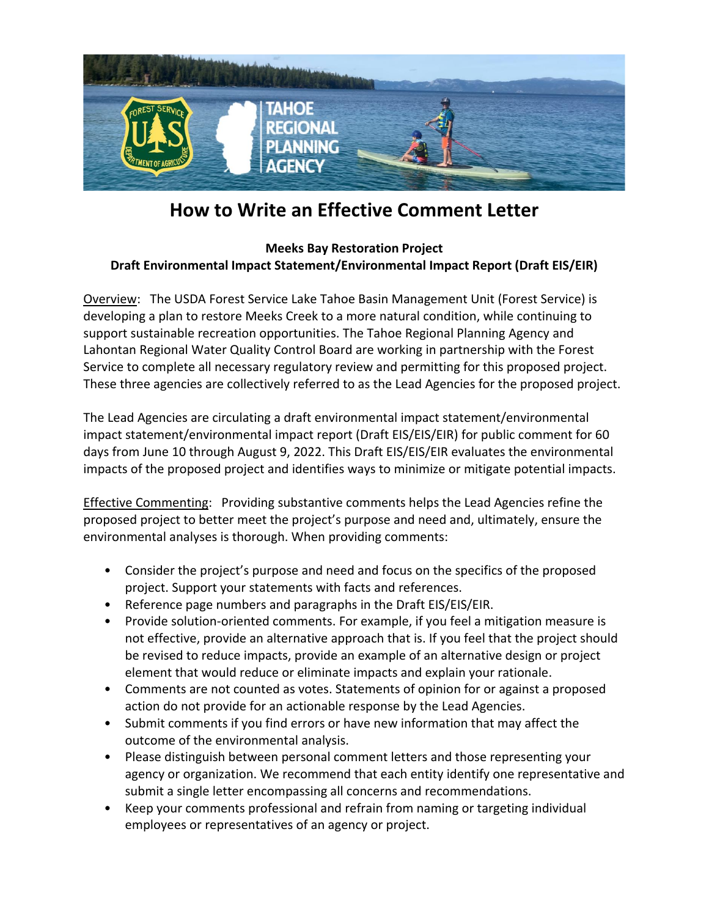# How to Write an Effective Comment Letter

**Meeks Bay Restoration Project**
**Draft Environmental Impact Statement/Environmental Impact Report (Draft EIS/EIR)**

Overview: The USDA Forest Service Lake Tahoe Basin Management Unit (Forest Service) is developing a plan to restore Meeks Creek to a more natural condition, while continuing to support sustainable recreation opportunities. The Tahoe Regional Planning Agency and Lahontan Regional Water Quality Control Board are working in partnership with the Forest Service to complete all necessary regulatory review and permitting for this proposed project. These three agencies are collectively referred to as the Lead Agencies for the proposed project.

The Lead Agencies are circulating a draft environmental impact statement/environmental impact statement/environmental impact report (Draft EIS/EIS/EIR) for public comment for 60 days from June 10 through August 9, 2022. This Draft EIS/EIS/EIR evaluates the environmental impacts of the proposed project and identifies ways to minimize or mitigate potential impacts.

Effective Commenting: Providing substantive comments helps the Lead Agencies refine the proposed project to better meet the project's purpose and need and, ultimately, ensure the environmental analyses is thorough. When providing comments:

- Consider the project's purpose and need and focus on the specifics of the proposed project. Support your statements with facts and references.
- Reference page numbers and paragraphs in the Draft EIS/EIS/EIR.
- Provide solution-oriented comments. For example, if you feel a mitigation measure is not effective, provide an alternative approach that is. If you feel that the project should be revised to reduce impacts, provide an example of an alternative design or project element that would reduce or eliminate impacts and explain your rationale.
- Comments are not counted as votes. Statements of opinion for or against a proposed action do not provide for an actionable response by the Lead Agencies.
- Submit comments if you find errors or have new information that may affect the outcome of the environmental analysis.
- Please distinguish between personal comment letters and those representing your agency or organization. We recommend that each entity identify one representative and submit a single letter encompassing all concerns and recommendations.
- Keep your comments professional and refrain from naming or targeting individual employees or representatives of an agency or project.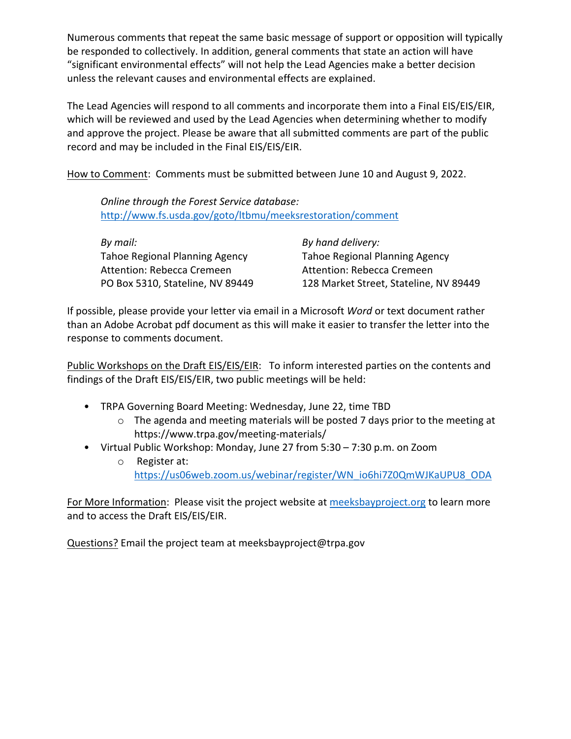Numerous comments that repeat the same basic message of support or opposition will typically be responded to collectively. In addition, general comments that state an action will have "significant environmental effects" will not help the Lead Agencies make a better decision unless the relevant causes and environmental effects are explained.

The Lead Agencies will respond to all comments and incorporate them into a Final EIS/EIS/EIR, which will be reviewed and used by the Lead Agencies when determining whether to modify and approve the project. Please be aware that all submitted comments are part of the public record and may be included in the Final EIS/EIS/EIR.

<u>How to Comment</u>: Comments must be submitted between June 10 and August 9, 2022.

> *Online through the Forest Service database:*
> [http://www.fs.usda.gov/goto/ltbmu/meeksrestoration/comment](http://www.fs.usda.gov/goto/ltbmu/meeksrestoration/comment)

> *By mail:*
> Tahoe Regional Planning Agency
> Attention: Rebecca Cremeen
> PO Box 5310, Stateline, NV 89449

> *By hand delivery:*
> Tahoe Regional Planning Agency
> Attention: Rebecca Cremeen
> 128 Market Street, Stateline, NV 89449

If possible, please provide your letter via email in a Microsoft *Word* or text document rather than an Adobe Acrobat pdf document as this will make it easier to transfer the letter into the response to comments document.

<u>Public Workshops on the Draft EIS/EIS/EIR</u>: To inform interested parties on the contents and findings of the Draft EIS/EIS/EIR, two public meetings will be held:

- TRPA Governing Board Meeting: Wednesday, June 22, time TBD
  - The agenda and meeting materials will be posted 7 days prior to the meeting at https://www.trpa.gov/meeting-materials/
- Virtual Public Workshop: Monday, June 27 from 5:30 – 7:30 p.m. on Zoom
  - Register at: [https://us06web.zoom.us/webinar/register/WN_io6hi7Z0QmWJKaUPU8_ODA](https://us06web.zoom.us/webinar/register/WN_io6hi7Z0QmWJKaUPU8_ODA)

<u>For More Information</u>: Please visit the project website at [meeksbayproject.org](meeksbayproject.org) to learn more and to access the Draft EIS/EIS/EIR.

<u>Questions?</u> Email the project team at meeksbayproject@trpa.gov